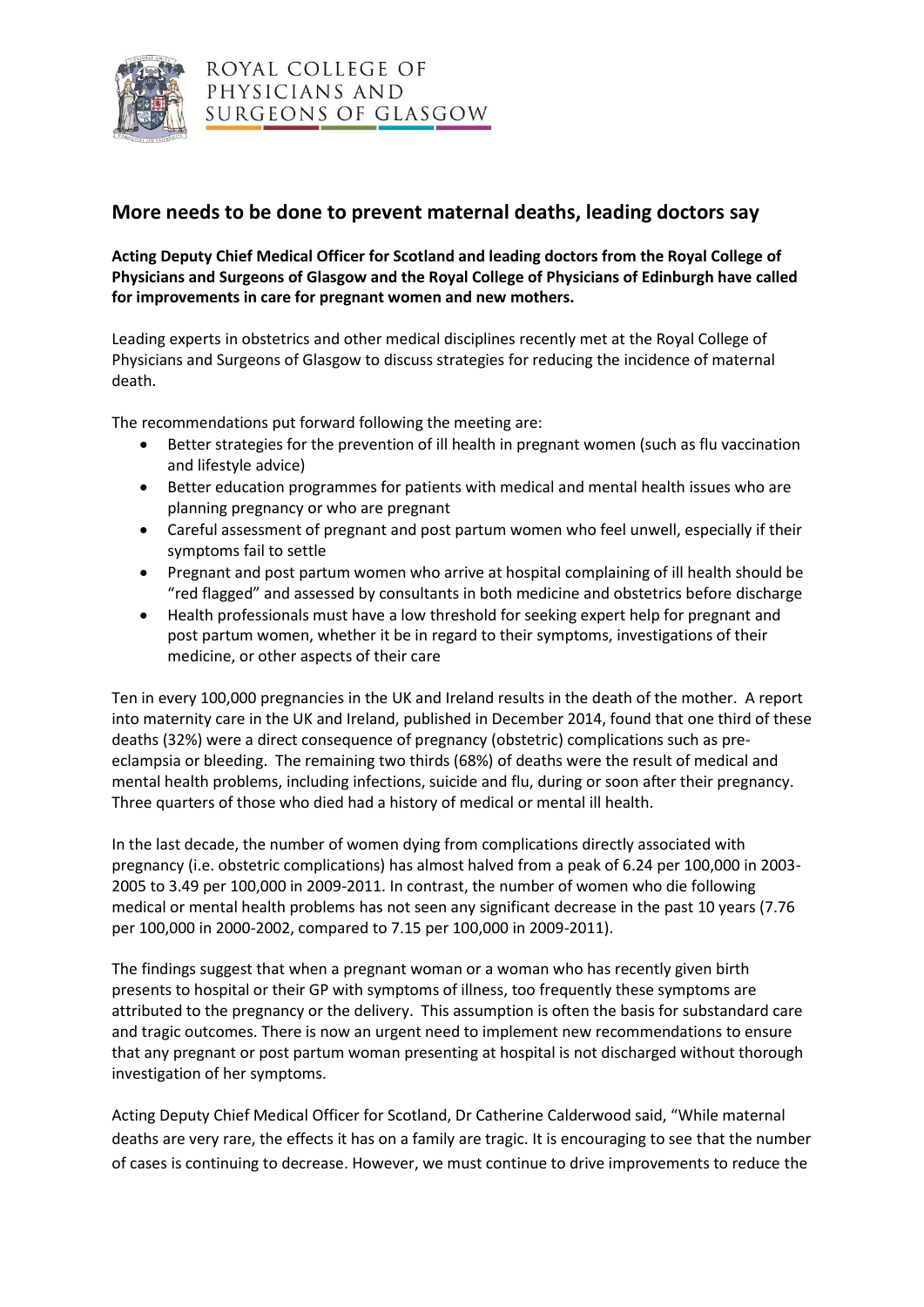ROYAL COLLEGE OF PHYSICIANS AND SURGEONS OF GLASGOW

## More needs to be done to prevent maternal deaths, leading doctors say

**Acting Deputy Chief Medical Officer for Scotland and leading doctors from the Royal College of Physicians and Surgeons of Glasgow and the Royal College of Physicians of Edinburgh have called for improvements in care for pregnant women and new mothers.**

Leading experts in obstetrics and other medical disciplines recently met at the Royal College of Physicians and Surgeons of Glasgow to discuss strategies for reducing the incidence of maternal death.

The recommendations put forward following the meeting are:

- Better strategies for the prevention of ill health in pregnant women (such as flu vaccination and lifestyle advice)
- Better education programmes for patients with medical and mental health issues who are planning pregnancy or who are pregnant
- Careful assessment of pregnant and post partum women who feel unwell, especially if their symptoms fail to settle
- Pregnant and post partum women who arrive at hospital complaining of ill health should be "red flagged" and assessed by consultants in both medicine and obstetrics before discharge
- Health professionals must have a low threshold for seeking expert help for pregnant and post partum women, whether it be in regard to their symptoms, investigations of their medicine, or other aspects of their care

Ten in every 100,000 pregnancies in the UK and Ireland results in the death of the mother. A report into maternity care in the UK and Ireland, published in December 2014, found that one third of these deaths (32%) were a direct consequence of pregnancy (obstetric) complications such as pre-eclampsia or bleeding. The remaining two thirds (68%) of deaths were the result of medical and mental health problems, including infections, suicide and flu, during or soon after their pregnancy. Three quarters of those who died had a history of medical or mental ill health.

In the last decade, the number of women dying from complications directly associated with pregnancy (i.e. obstetric complications) has almost halved from a peak of 6.24 per 100,000 in 2003-2005 to 3.49 per 100,000 in 2009-2011. In contrast, the number of women who die following medical or mental health problems has not seen any significant decrease in the past 10 years (7.76 per 100,000 in 2000-2002, compared to 7.15 per 100,000 in 2009-2011).

The findings suggest that when a pregnant woman or a woman who has recently given birth presents to hospital or their GP with symptoms of illness, too frequently these symptoms are attributed to the pregnancy or the delivery. This assumption is often the basis for substandard care and tragic outcomes. There is now an urgent need to implement new recommendations to ensure that any pregnant or post partum woman presenting at hospital is not discharged without thorough investigation of her symptoms.

Acting Deputy Chief Medical Officer for Scotland, Dr Catherine Calderwood said, "While maternal deaths are very rare, the effects it has on a family are tragic. It is encouraging to see that the number of cases is continuing to decrease. However, we must continue to drive improvements to reduce the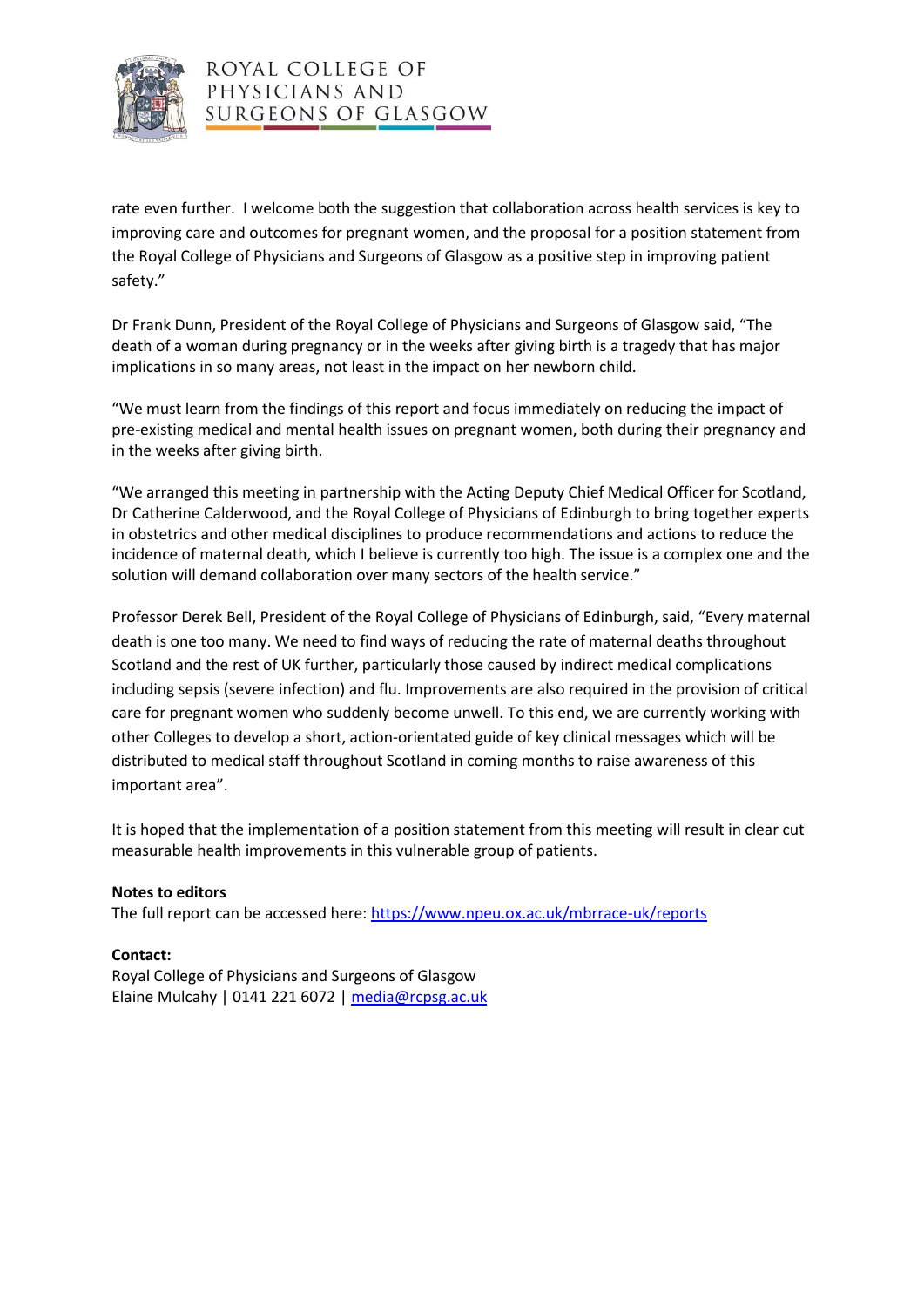rate even further. I welcome both the suggestion that collaboration across health services is key to improving care and outcomes for pregnant women, and the proposal for a position statement from the Royal College of Physicians and Surgeons of Glasgow as a positive step in improving patient safety."

Dr Frank Dunn, President of the Royal College of Physicians and Surgeons of Glasgow said, "The death of a woman during pregnancy or in the weeks after giving birth is a tragedy that has major implications in so many areas, not least in the impact on her newborn child.

"We must learn from the findings of this report and focus immediately on reducing the impact of pre-existing medical and mental health issues on pregnant women, both during their pregnancy and in the weeks after giving birth.

"We arranged this meeting in partnership with the Acting Deputy Chief Medical Officer for Scotland, Dr Catherine Calderwood, and the Royal College of Physicians of Edinburgh to bring together experts in obstetrics and other medical disciplines to produce recommendations and actions to reduce the incidence of maternal death, which I believe is currently too high. The issue is a complex one and the solution will demand collaboration over many sectors of the health service."

Professor Derek Bell, President of the Royal College of Physicians of Edinburgh, said, "Every maternal death is one too many. We need to find ways of reducing the rate of maternal deaths throughout Scotland and the rest of UK further, particularly those caused by indirect medical complications including sepsis (severe infection) and flu. Improvements are also required in the provision of critical care for pregnant women who suddenly become unwell. To this end, we are currently working with other Colleges to develop a short, action-orientated guide of key clinical messages which will be distributed to medical staff throughout Scotland in coming months to raise awareness of this important area".

It is hoped that the implementation of a position statement from this meeting will result in clear cut measurable health improvements in this vulnerable group of patients.

**Notes to editors**
The full report can be accessed here: https://www.npeu.ox.ac.uk/mbrrace-uk/reports

**Contact:**
Royal College of Physicians and Surgeons of Glasgow
Elaine Mulcahy | 0141 221 6072 | media@rcpsg.ac.uk